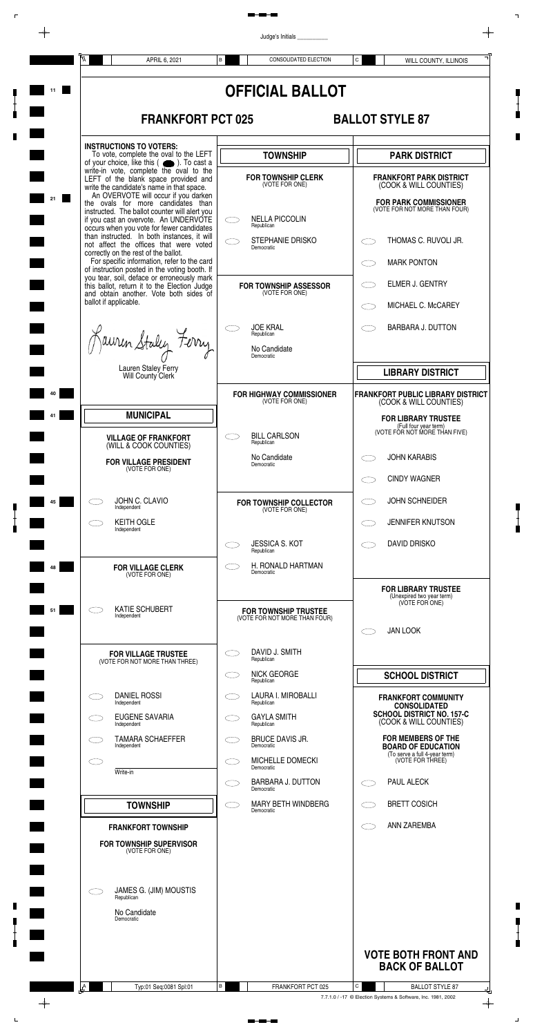Judge's Initials __________

APRIL 6, 2021 | CONSOLIDATED ELECTION | WILL COUNTY, ILLINOIS

# OFFICIAL BALLOT

## FRANKFORT PCT 025

## BALLOT STYLE 87

**INSTRUCTIONS TO VOTERS:**
To vote, complete the oval to the LEFT of your choice, like this ( ⬬ ). To cast a write-in vote, complete the oval to the LEFT of the blank space provided and write the candidate's name in that space.
An OVERVOTE will occur if you darken the ovals for more candidates than instructed. The ballot counter will alert you if you cast an overvote. An UNDERVOTE occurs when you vote for fewer candidates than instructed. In both instances, it will not affect the offices that were voted correctly on the rest of the ballot.
For specific information, refer to the card of instruction posted in the voting booth. If you tear, soil, deface or erroneously mark this ballot, return it to the Election Judge and obtain another. Vote both sides of ballot if applicable.

Lauren Staley Ferry
Will County Clerk

## MUNICIPAL

### VILLAGE OF FRANKFORT
(WILL & COOK COUNTIES)

**FOR VILLAGE PRESIDENT**
(VOTE FOR ONE)

- ◯ JOHN C. CLAVIO — Independent
- ◯ KEITH OGLE — Independent

**FOR VILLAGE CLERK**
(VOTE FOR ONE)

- ◯ KATIE SCHUBERT — Independent

**FOR VILLAGE TRUSTEE**
(VOTE FOR NOT MORE THAN THREE)

- ◯ DANIEL ROSSI — Independent
- ◯ EUGENE SAVARIA — Independent
- ◯ TAMARA SCHAEFFER — Independent
- ◯ ________ Write-in

## TOWNSHIP

### FRANKFORT TOWNSHIP

**FOR TOWNSHIP SUPERVISOR**
(VOTE FOR ONE)

- ◯ JAMES G. (JIM) MOUSTIS — Republican
- No Candidate — Democratic

## TOWNSHIP

**FOR TOWNSHIP CLERK**
(VOTE FOR ONE)

- ◯ NELLA PICCOLIN — Republican
- ◯ STEPHANIE DRISKO — Democratic

**FOR TOWNSHIP ASSESSOR**
(VOTE FOR ONE)

- ◯ JOE KRAL — Republican
- No Candidate — Democratic

**FOR HIGHWAY COMMISSIONER**
(VOTE FOR ONE)

- ◯ BILL CARLSON — Republican
- No Candidate — Democratic

**FOR TOWNSHIP COLLECTOR**
(VOTE FOR ONE)

- ◯ JESSICA S. KOT — Republican
- ◯ H. RONALD HARTMAN — Democratic

**FOR TOWNSHIP TRUSTEE**
(VOTE FOR NOT MORE THAN FOUR)

- ◯ DAVID J. SMITH — Republican
- ◯ NICK GEORGE — Republican
- ◯ LAURA I. MIROBALLI — Republican
- ◯ GAYLA SMITH — Republican
- ◯ BRUCE DAVIS JR. — Democratic
- ◯ MICHELLE DOMECKI — Democratic
- ◯ BARBARA J. DUTTON — Democratic
- ◯ MARY BETH WINDBERG — Democratic

## PARK DISTRICT

### FRANKFORT PARK DISTRICT
(COOK & WILL COUNTIES)

**FOR PARK COMMISSIONER**
(VOTE FOR NOT MORE THAN FOUR)

- ◯ THOMAS C. RUVOLI JR.
- ◯ MARK PONTON
- ◯ ELMER J. GENTRY
- ◯ MICHAEL C. McCAREY
- ◯ BARBARA J. DUTTON

## LIBRARY DISTRICT

### FRANKFORT PUBLIC LIBRARY DISTRICT
(COOK & WILL COUNTIES)

**FOR LIBRARY TRUSTEE**
(Full four year term)
(VOTE FOR NOT MORE THAN FIVE)

- ◯ JOHN KARABIS
- ◯ CINDY WAGNER
- ◯ JOHN SCHNEIDER
- ◯ JENNIFER KNUTSON
- ◯ DAVID DRISKO

**FOR LIBRARY TRUSTEE**
(Unexpired two year term)
(VOTE FOR ONE)

- ◯ JAN LOOK

## SCHOOL DISTRICT

### FRANKFORT COMMUNITY CONSOLIDATED SCHOOL DISTRICT NO. 157-C
(COOK & WILL COUNTIES)

**FOR MEMBERS OF THE BOARD OF EDUCATION**
(To serve a full 4-year term)
(VOTE FOR THREE)

- ◯ PAUL ALECK
- ◯ BRETT COSICH
- ◯ ANN ZAREMBA

## VOTE BOTH FRONT AND BACK OF BALLOT

Typ:01 Seq:0081 Spl:01 | FRANKFORT PCT 025 | BALLOT STYLE 87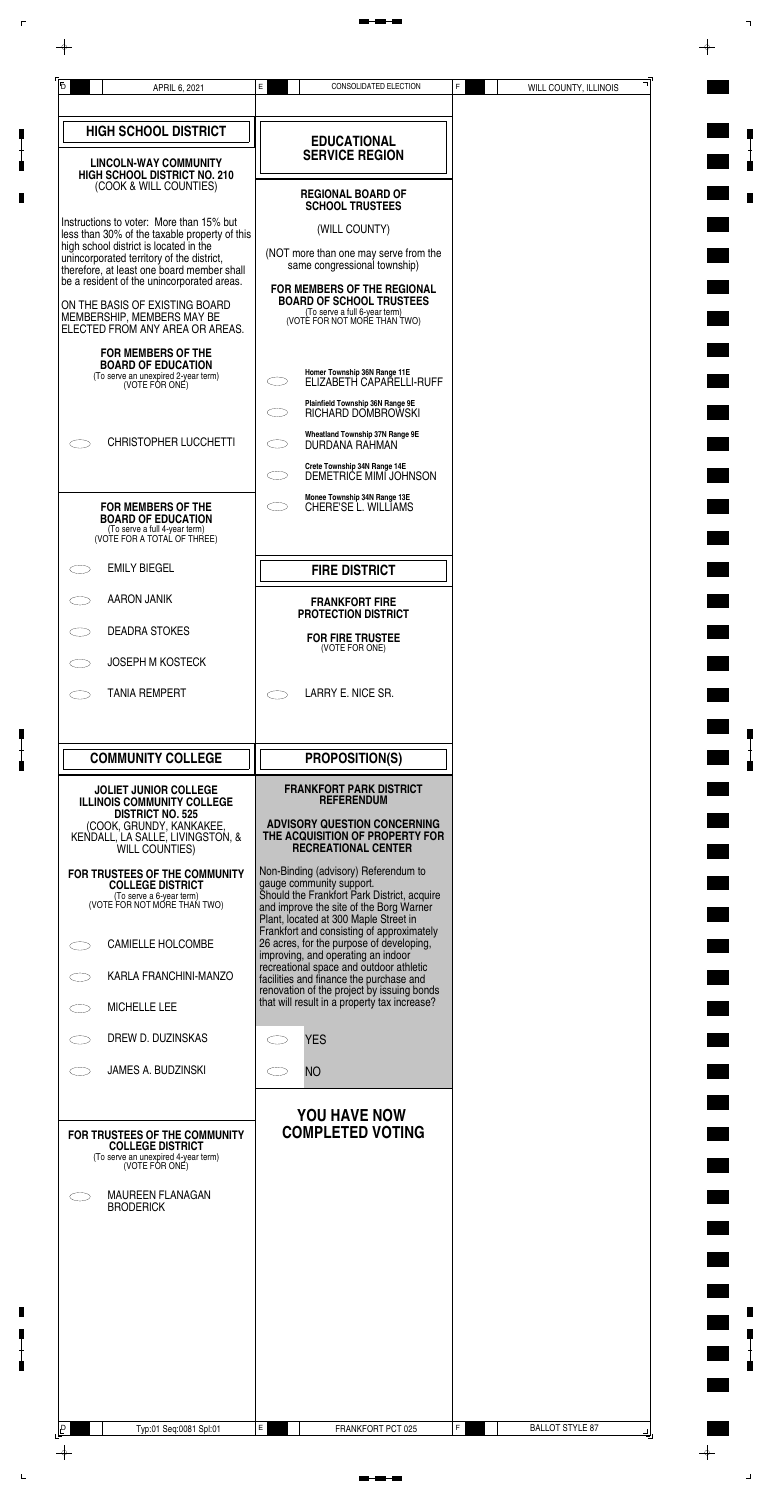## HIGH SCHOOL DISTRICT

**LINCOLN-WAY COMMUNITY HIGH SCHOOL DISTRICT NO. 210**
(COOK & WILL COUNTIES)

Instructions to voter: More than 15% but less than 30% of the taxable property of this high school district is located in the unincorporated territory of the district, therefore, at least one board member shall be a resident of the unincorporated areas.

ON THE BASIS OF EXISTING BOARD MEMBERSHIP, MEMBERS MAY BE ELECTED FROM ANY AREA OR AREAS.

**FOR MEMBERS OF THE BOARD OF EDUCATION**
(To serve an unexpired 2-year term)
(VOTE FOR ONE)

- CHRISTOPHER LUCCHETTI

**FOR MEMBERS OF THE BOARD OF EDUCATION**
(To serve a full 4-year term)
(VOTE FOR A TOTAL OF THREE)

- EMILY BIEGEL
- AARON JANIK
- DEADRA STOKES
- JOSEPH M KOSTECK
- TANIA REMPERT

## COMMUNITY COLLEGE

**JOLIET JUNIOR COLLEGE ILLINOIS COMMUNITY COLLEGE DISTRICT NO. 525**
(COOK, GRUNDY, KANKAKEE, KENDALL, LA SALLE, LIVINGSTON, & WILL COUNTIES)

**FOR TRUSTEES OF THE COMMUNITY COLLEGE DISTRICT**
(To serve a 6-year term)
(VOTE FOR NOT MORE THAN TWO)

- CAMIELLE HOLCOMBE
- KARLA FRANCHINI-MANZO
- MICHELLE LEE
- DREW D. DUZINSKAS
- JAMES A. BUDZINSKI

**FOR TRUSTEES OF THE COMMUNITY COLLEGE DISTRICT**
(To serve an unexpired 4-year term)
(VOTE FOR ONE)

- MAUREEN FLANAGAN BRODERICK

## EDUCATIONAL SERVICE REGION

**REGIONAL BOARD OF SCHOOL TRUSTEES**

(WILL COUNTY)

(NOT more than one may serve from the same congressional township)

**FOR MEMBERS OF THE REGIONAL BOARD OF SCHOOL TRUSTEES**
(To serve a full 6-year term)
(VOTE FOR NOT MORE THAN TWO)

- Homer Township 36N Range 11E — ELIZABETH CAPARELLI-RUFF
- Plainfield Township 36N Range 9E — RICHARD DOMBROWSKI
- Wheatland Township 37N Range 9E — DURDANA RAHMAN
- Crete Township 34N Range 14E — DEMETRICE MIMI JOHNSON
- Monee Township 34N Range 13E — CHERE'SE L. WILLIAMS

## FIRE DISTRICT

**FRANKFORT FIRE PROTECTION DISTRICT**

**FOR FIRE TRUSTEE**
(VOTE FOR ONE)

- LARRY E. NICE SR.

## PROPOSITION(S)

**FRANKFORT PARK DISTRICT REFERENDUM**

**ADVISORY QUESTION CONCERNING THE ACQUISITION OF PROPERTY FOR RECREATIONAL CENTER**

Non-Binding (advisory) Referendum to gauge community support.
Should the Frankfort Park District, acquire and improve the site of the Borg Warner Plant, located at 300 Maple Street in Frankfort and consisting of approximately 26 acres, for the purpose of developing, improving, and operating an indoor recreational space and outdoor athletic facilities and finance the purchase and renovation of the project by issuing bonds that will result in a property tax increase?

- YES
- NO

## YOU HAVE NOW COMPLETED VOTING

Typ:01 Seq:0081 Spl:01 — FRANKFORT PCT 025 — BALLOT STYLE 87